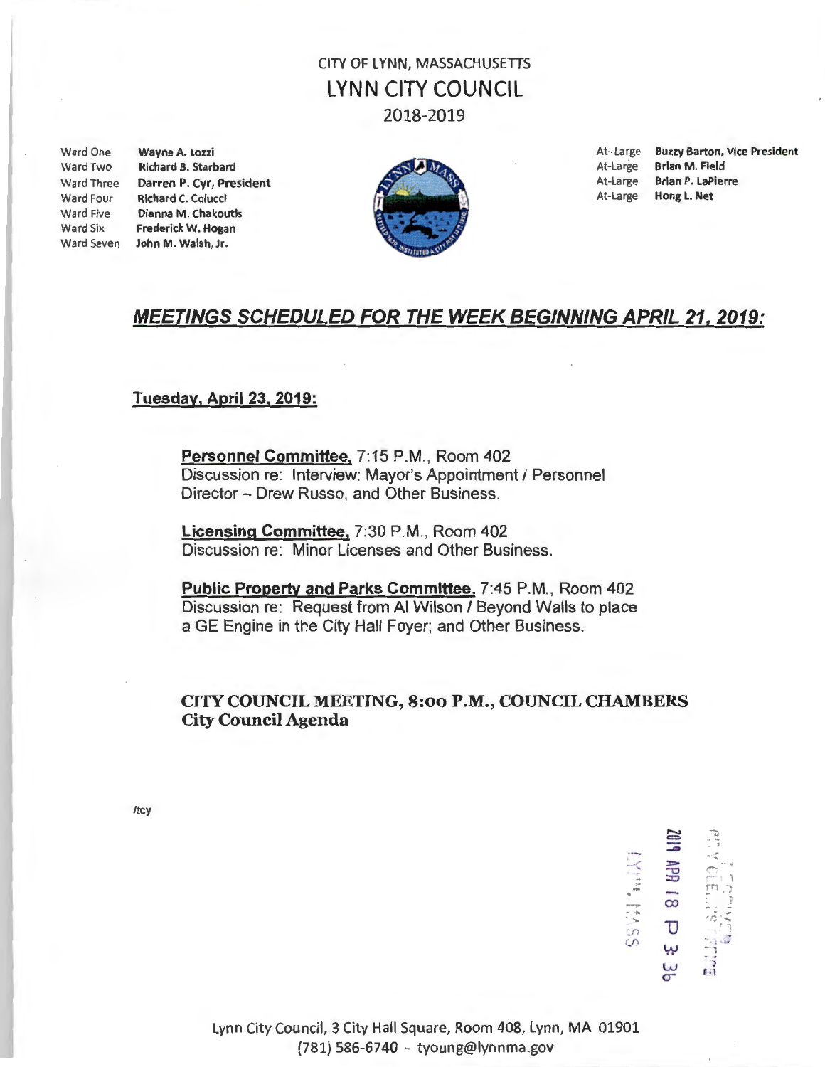# CITY OF LYNN, MASSACHUSETTS
# LYNN CITY COUNCIL
## 2018-2019

| | |
|---|---|
| Ward One | **Wayne A. Lozzi** |
| Ward Two | **Richard B. Starbard** |
| Ward Three | **Darren P. Cyr, President** |
| Ward Four | **Richard C. Colucci** |
| Ward Five | **Dianna M. Chakoutis** |
| Ward Six | **Frederick W. Hogan** |
| Ward Seven | **John M. Walsh, Jr.** |

| | |
|---|---|
| At-Large | **Buzzy Barton, Vice President** |
| At-Large | **Brian M. Field** |
| At-Large | **Brian P. LaPierre** |
| At-Large | **Hong L. Net** |

## ***MEETINGS SCHEDULED FOR THE WEEK BEGINNING APRIL 21, 2019:***

**Tuesday, April 23, 2019:**

**Personnel Committee,** 7:15 P.M., Room 402
Discussion re: Interview: Mayor's Appointment / Personnel Director – Drew Russo, and Other Business.

**Licensing Committee,** 7:30 P.M., Room 402
Discussion re: Minor Licenses and Other Business.

**Public Property and Parks Committee,** 7:45 P.M., Room 402
Discussion re: Request from Al Wilson / Beyond Walls to place a GE Engine in the City Hall Foyer; and Other Business.

**CITY COUNCIL MEETING, 8:00 P.M., COUNCIL CHAMBERS**
**City Council Agenda**

/tcy

2019 APR 18 P 3:36
CITY CLERK'S OFFICE
LYNN, MASS

Lynn City Council, 3 City Hall Square, Room 408, Lynn, MA 01901
(781) 586-6740 - tyoung@lynnma.gov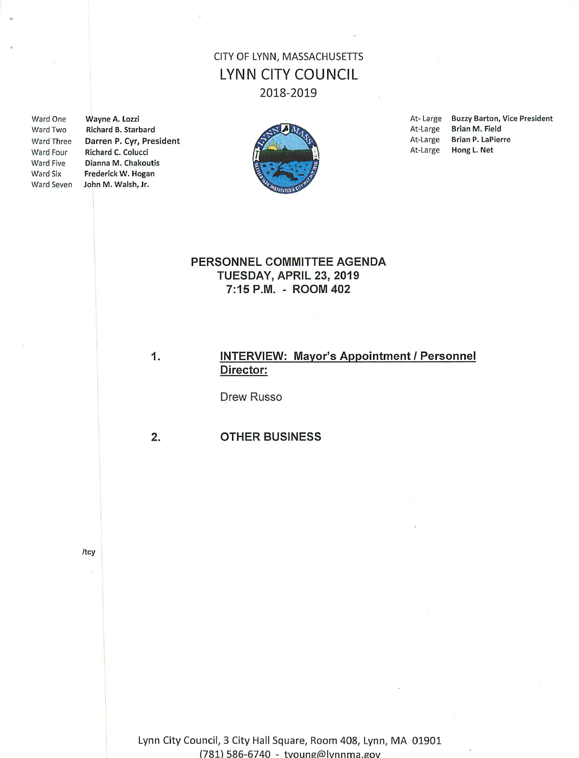CITY OF LYNN, MASSACHUSETTS

# LYNN CITY COUNCIL

2018-2019

| | |
|---|---|
| Ward One | **Wayne A. Lozzi** |
| Ward Two | **Richard B. Starbard** |
| Ward Three | **Darren P. Cyr, President** |
| Ward Four | **Richard C. Colucci** |
| Ward Five | **Dianna M. Chakoutis** |
| Ward Six | **Frederick W. Hogan** |
| Ward Seven | **John M. Walsh, Jr.** |

| | |
|---|---|
| At- Large | **Buzzy Barton, Vice President** |
| At-Large | **Brian M. Field** |
| At-Large | **Brian P. LaPierre** |
| At-Large | **Hong L. Net** |

## PERSONNEL COMMITTEE AGENDA
## TUESDAY, APRIL 23, 2019
## 7:15 P.M. - ROOM 402

1. **INTERVIEW: Mayor's Appointment / Personnel Director:**

   Drew Russo

2. **OTHER BUSINESS**

/tcy

Lynn City Council, 3 City Hall Square, Room 408, Lynn, MA 01901
(781) 586-6740 - tyoung@lynnma.gov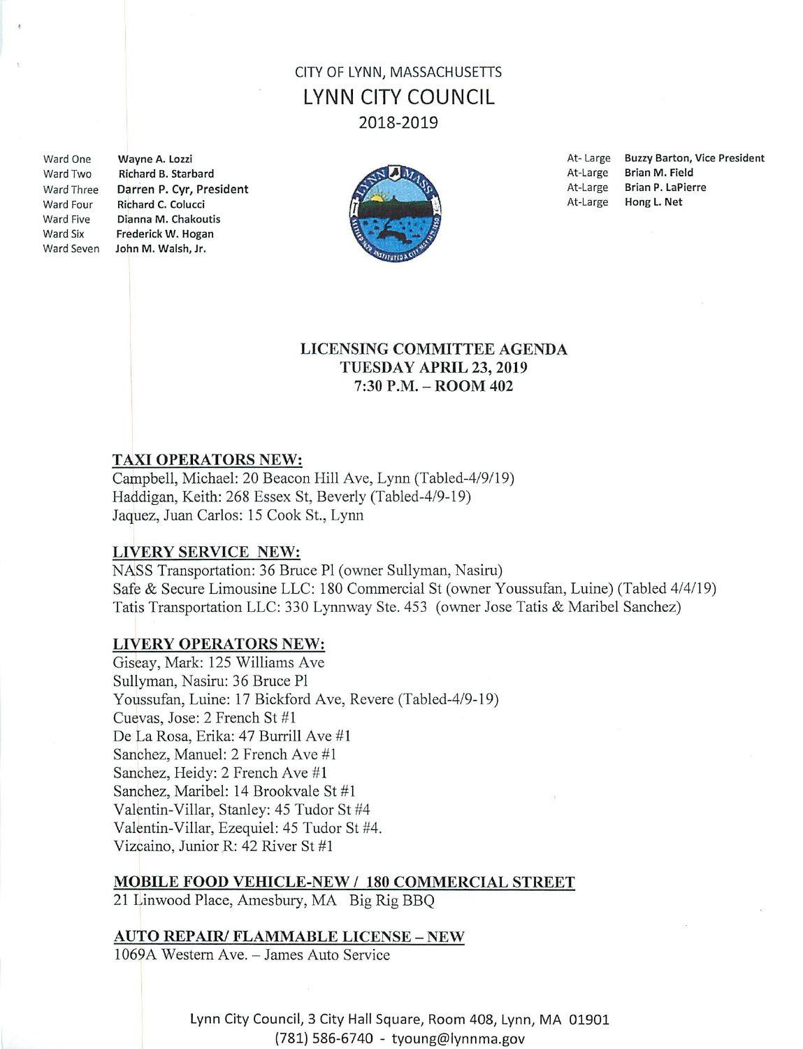CITY OF LYNN, MASSACHUSETTS

# LYNN CITY COUNCIL

2018-2019

Ward One Wayne A. Lozzi
Ward Two Richard B. Starbard
Ward Three Darren P. Cyr, President
Ward Four Richard C. Colucci
Ward Five Dianna M. Chakoutis
Ward Six Frederick W. Hogan
Ward Seven John M. Walsh, Jr.

At-Large Buzzy Barton, Vice President
At-Large Brian M. Field
At-Large Brian P. LaPierre
At-Large Hong L. Net

## LICENSING COMMITTEE AGENDA
## TUESDAY APRIL 23, 2019
## 7:30 P.M. – ROOM 402

### TAXI OPERATORS NEW:

Campbell, Michael: 20 Beacon Hill Ave, Lynn (Tabled-4/9/19)
Haddigan, Keith: 268 Essex St, Beverly (Tabled-4/9-19)
Jaquez, Juan Carlos: 15 Cook St., Lynn

### LIVERY SERVICE NEW:

NASS Transportation: 36 Bruce Pl (owner Sullyman, Nasiru)
Safe & Secure Limousine LLC: 180 Commercial St (owner Youssufan, Luine) (Tabled 4/4/19)
Tatis Transportation LLC: 330 Lynnway Ste. 453 (owner Jose Tatis & Maribel Sanchez)

### LIVERY OPERATORS NEW:

Giseay, Mark: 125 Williams Ave
Sullyman, Nasiru: 36 Bruce Pl
Youssufan, Luine: 17 Bickford Ave, Revere (Tabled-4/9-19)
Cuevas, Jose: 2 French St #1
De La Rosa, Erika: 47 Burrill Ave #1
Sanchez, Manuel: 2 French Ave #1
Sanchez, Heidy: 2 French Ave #1
Sanchez, Maribel: 14 Brookvale St #1
Valentin-Villar, Stanley: 45 Tudor St #4
Valentin-Villar, Ezequiel: 45 Tudor St #4.
Vizcaino, Junior R: 42 River St #1

### MOBILE FOOD VEHICLE-NEW / 180 COMMERCIAL STREET

21 Linwood Place, Amesbury, MA Big Rig BBQ

### AUTO REPAIR/ FLAMMABLE LICENSE – NEW

1069A Western Ave. – James Auto Service

Lynn City Council, 3 City Hall Square, Room 408, Lynn, MA 01901
(781) 586-6740 - tyoung@lynnma.gov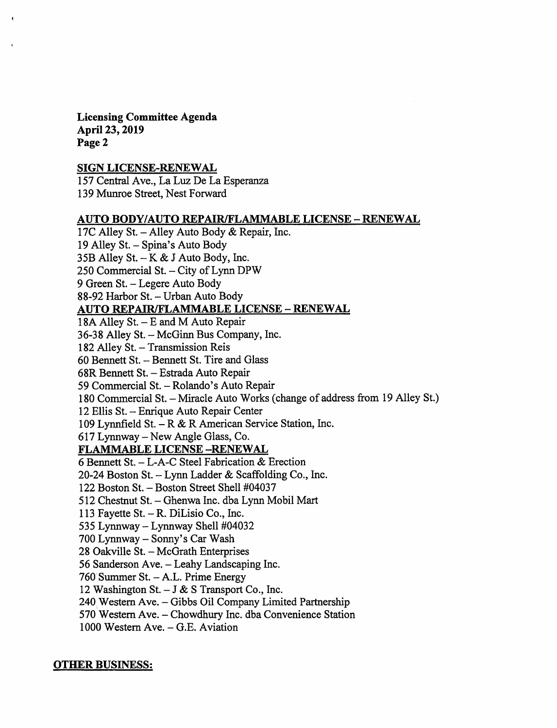**Licensing Committee Agenda**
**April 23, 2019**
**Page 2**

**SIGN LICENSE-RENEWAL**

157 Central Ave., La Luz De La Esperanza
139 Munroe Street, Nest Forward

**AUTO BODY/AUTO REPAIR/FLAMMABLE LICENSE – RENEWAL**

17C Alley St. – Alley Auto Body & Repair, Inc.
19 Alley St. – Spina's Auto Body
35B Alley St. – K & J Auto Body, Inc.
250 Commercial St. – City of Lynn DPW
9 Green St. – Legere Auto Body
88-92 Harbor St. – Urban Auto Body

**AUTO REPAIR/FLAMMABLE LICENSE – RENEWAL**

18A Alley St. – E and M Auto Repair
36-38 Alley St. – McGinn Bus Company, Inc.
182 Alley St. – Transmission Reis
60 Bennett St. – Bennett St. Tire and Glass
68R Bennett St. – Estrada Auto Repair
59 Commercial St. – Rolando's Auto Repair
180 Commercial St. – Miracle Auto Works (change of address from 19 Alley St.)
12 Ellis St. – Enrique Auto Repair Center
109 Lynnfield St. – R & R American Service Station, Inc.
617 Lynnway – New Angle Glass, Co.

**FLAMMABLE LICENSE –RENEWAL**

6 Bennett St. – L-A-C Steel Fabrication & Erection
20-24 Boston St. – Lynn Ladder & Scaffolding Co., Inc.
122 Boston St. – Boston Street Shell #04037
512 Chestnut St. – Ghenwa Inc. dba Lynn Mobil Mart
113 Fayette St. – R. DiLisio Co., Inc.
535 Lynnway – Lynnway Shell #04032
700 Lynnway – Sonny's Car Wash
28 Oakville St. – McGrath Enterprises
56 Sanderson Ave. – Leahy Landscaping Inc.
760 Summer St. – A.L. Prime Energy
12 Washington St. – J & S Transport Co., Inc.
240 Western Ave. – Gibbs Oil Company Limited Partnership
570 Western Ave. – Chowdhury Inc. dba Convenience Station
1000 Western Ave. – G.E. Aviation

**OTHER BUSINESS:**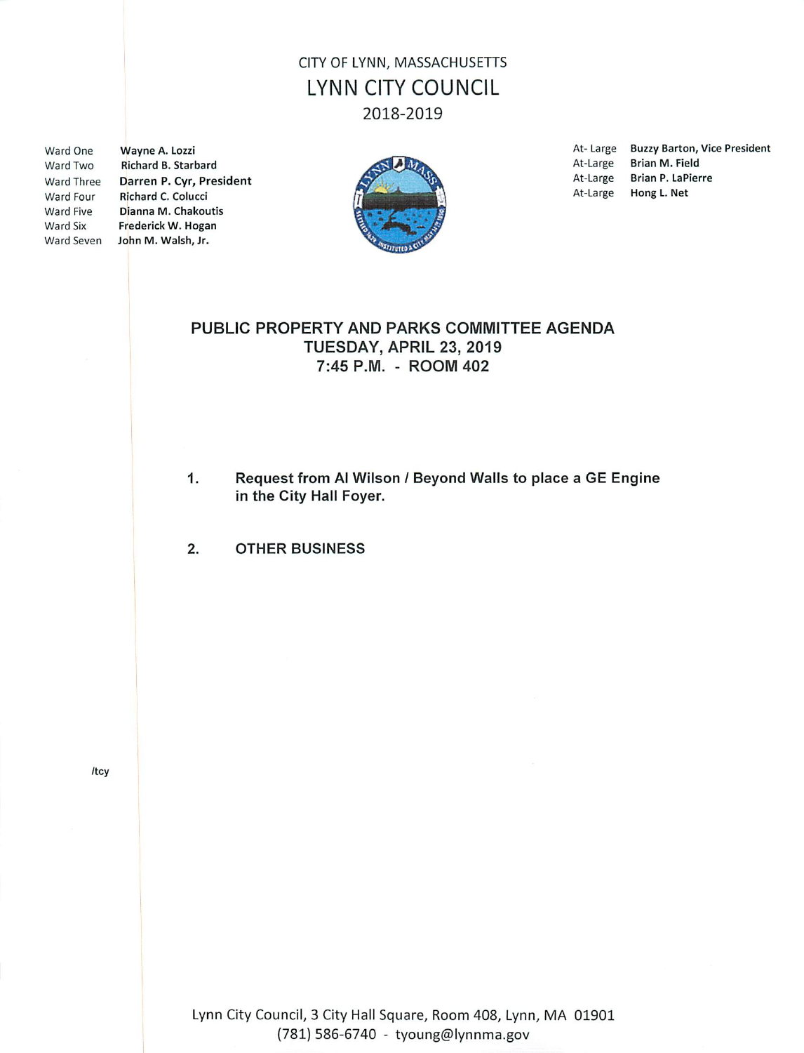CITY OF LYNN, MASSACHUSETTS

# LYNN CITY COUNCIL

2018-2019

| | |
|---|---|
| Ward One | Wayne A. Lozzi |
| Ward Two | Richard B. Starbard |
| Ward Three | Darren P. Cyr, President |
| Ward Four | Richard C. Colucci |
| Ward Five | Dianna M. Chakoutis |
| Ward Six | Frederick W. Hogan |
| Ward Seven | John M. Walsh, Jr. |

| | |
|---|---|
| At- Large | Buzzy Barton, Vice President |
| At-Large | Brian M. Field |
| At-Large | Brian P. LaPierre |
| At-Large | Hong L. Net |

## PUBLIC PROPERTY AND PARKS COMMITTEE AGENDA
## TUESDAY, APRIL 23, 2019
## 7:45 P.M. - ROOM 402

1. **Request from Al Wilson / Beyond Walls to place a GE Engine in the City Hall Foyer.**

2. **OTHER BUSINESS**

/tcy

Lynn City Council, 3 City Hall Square, Room 408, Lynn, MA 01901
(781) 586-6740 - tyoung@lynnma.gov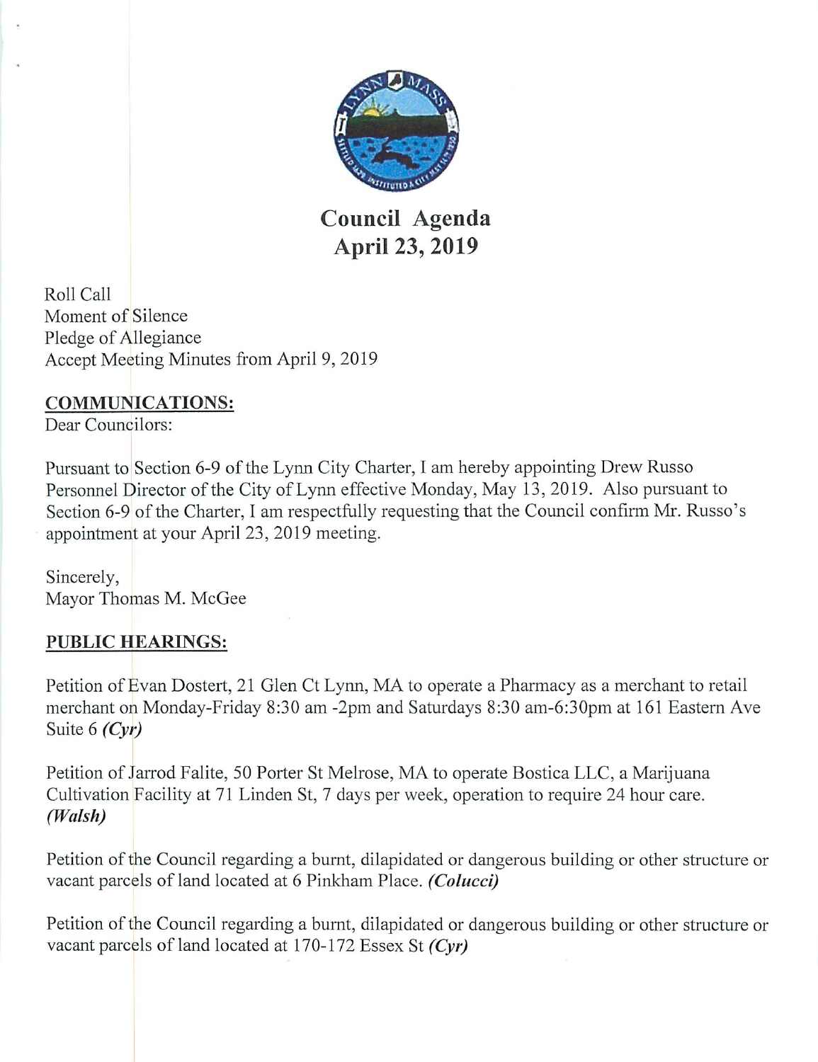# Council Agenda
## April 23, 2019

Roll Call
Moment of Silence
Pledge of Allegiance
Accept Meeting Minutes from April 9, 2019

**COMMUNICATIONS:**

Dear Councilors:

Pursuant to Section 6-9 of the Lynn City Charter, I am hereby appointing Drew Russo Personnel Director of the City of Lynn effective Monday, May 13, 2019. Also pursuant to Section 6-9 of the Charter, I am respectfully requesting that the Council confirm Mr. Russo's appointment at your April 23, 2019 meeting.

Sincerely,
Mayor Thomas M. McGee

**PUBLIC HEARINGS:**

Petition of Evan Dostert, 21 Glen Ct Lynn, MA to operate a Pharmacy as a merchant to retail merchant on Monday-Friday 8:30 am -2pm and Saturdays 8:30 am-6:30pm at 161 Eastern Ave Suite 6 ***(Cyr)***

Petition of Jarrod Falite, 50 Porter St Melrose, MA to operate Bostica LLC, a Marijuana Cultivation Facility at 71 Linden St, 7 days per week, operation to require 24 hour care. ***(Walsh)***

Petition of the Council regarding a burnt, dilapidated or dangerous building or other structure or vacant parcels of land located at 6 Pinkham Place. ***(Colucci)***

Petition of the Council regarding a burnt, dilapidated or dangerous building or other structure or vacant parcels of land located at 170-172 Essex St ***(Cyr)***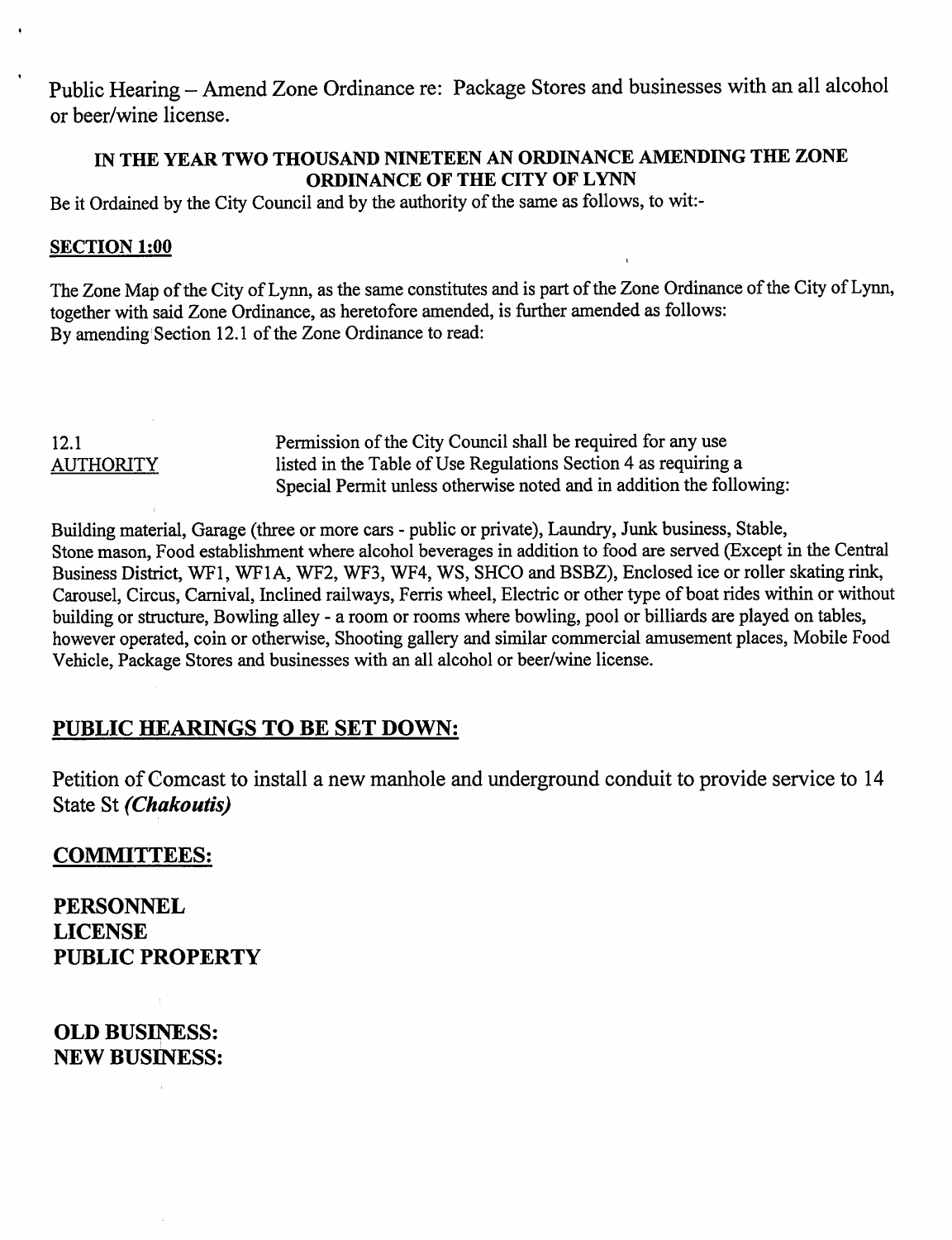Public Hearing – Amend Zone Ordinance re: Package Stores and businesses with an all alcohol or beer/wine license.

**IN THE YEAR TWO THOUSAND NINETEEN AN ORDINANCE AMENDING THE ZONE ORDINANCE OF THE CITY OF LYNN**

Be it Ordained by the City Council and by the authority of the same as follows, to wit:-

**SECTION 1:00**

The Zone Map of the City of Lynn, as the same constitutes and is part of the Zone Ordinance of the City of Lynn, together with said Zone Ordinance, as heretofore amended, is further amended as follows:
By amending Section 12.1 of the Zone Ordinance to read:

12.1 AUTHORITY — Permission of the City Council shall be required for any use listed in the Table of Use Regulations Section 4 as requiring a Special Permit unless otherwise noted and in addition the following:

Building material, Garage (three or more cars - public or private), Laundry, Junk business, Stable, Stone mason, Food establishment where alcohol beverages in addition to food are served (Except in the Central Business District, WF1, WF1A, WF2, WF3, WF4, WS, SHCO and BSBZ), Enclosed ice or roller skating rink, Carousel, Circus, Carnival, Inclined railways, Ferris wheel, Electric or other type of boat rides within or without building or structure, Bowling alley - a room or rooms where bowling, pool or billiards are played on tables, however operated, coin or otherwise, Shooting gallery and similar commercial amusement places, Mobile Food Vehicle, Package Stores and businesses with an all alcohol or beer/wine license.

## PUBLIC HEARINGS TO BE SET DOWN:

Petition of Comcast to install a new manhole and underground conduit to provide service to 14 State St ***(Chakoutis)***

## COMMITTEES:

**PERSONNEL**
**LICENSE**
**PUBLIC PROPERTY**

**OLD BUSINESS:**
**NEW BUSINESS:**